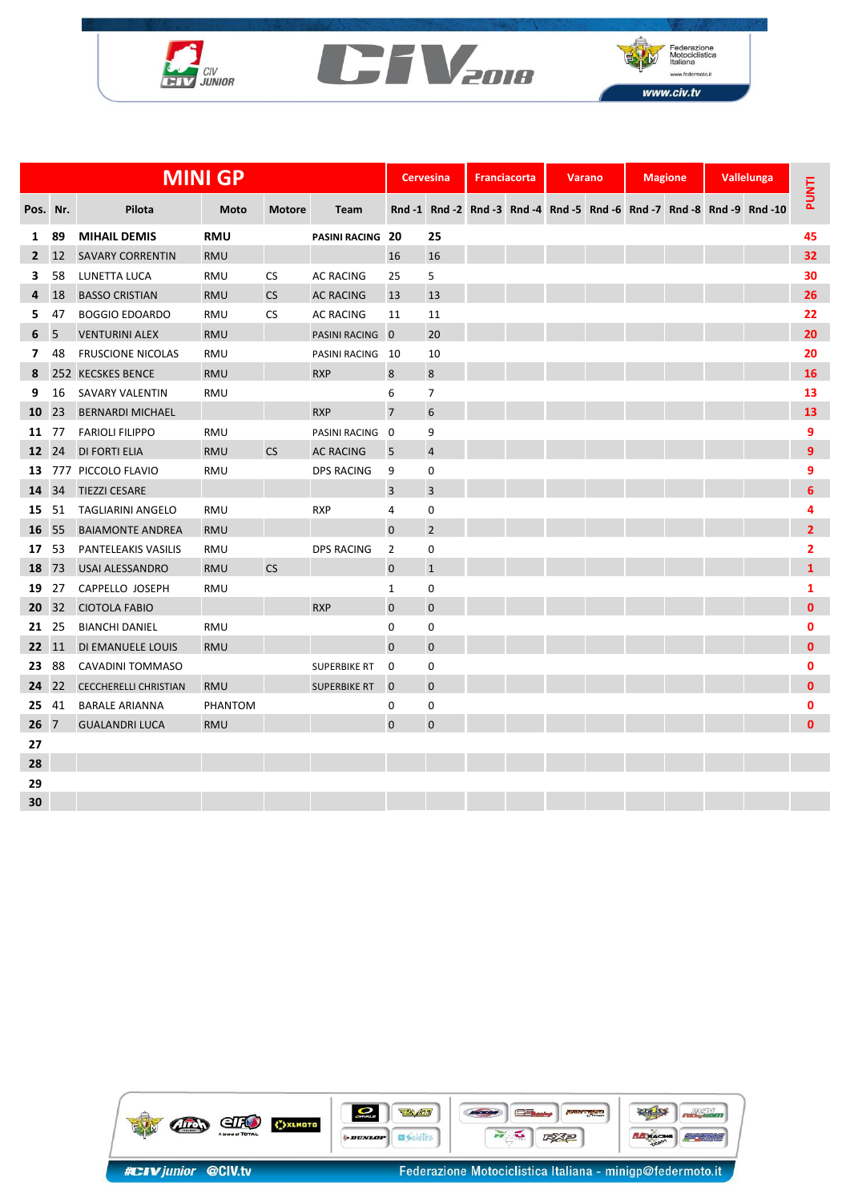# CIV 2018

CIV JUNIOR

Federazione Motociclistica Italiana

www.civ.tv

## MINI GP

| Pos. | Nr. | Pilota | Moto | Motore | Team | Cervesina Rnd -1 | Cervesina Rnd -2 | Franciacorta Rnd -3 | Franciacorta Rnd -4 | Varano Rnd -5 | Varano Rnd -6 | Magione Rnd -7 | Magione Rnd -8 | Vallelunga Rnd -9 | Vallelunga Rnd -10 | PUNTI |
|---|---|---|---|---|---|---|---|---|---|---|---|---|---|---|---|---|
| 1 | 89 | **MIHAIL DEMIS** | **RMU** | | **PASINI RACING** | **20** | **25** | | | | | | | | | 45 |
| 2 | 12 | SAVARY CORRENTIN | RMU | | | 16 | 16 | | | | | | | | | 32 |
| 3 | 58 | LUNETTA LUCA | RMU | CS | AC RACING | 25 | 5 | | | | | | | | | 30 |
| 4 | 18 | BASSO CRISTIAN | RMU | CS | AC RACING | 13 | 13 | | | | | | | | | 26 |
| 5 | 47 | BOGGIO EDOARDO | RMU | CS | AC RACING | 11 | 11 | | | | | | | | | 22 |
| 6 | 5 | VENTURINI ALEX | RMU | | PASINI RACING | 0 | 20 | | | | | | | | | 20 |
| 7 | 48 | FRUSCIONE NICOLAS | RMU | | PASINI RACING | 10 | 10 | | | | | | | | | 20 |
| 8 | 252 | KECSKES BENCE | RMU | | RXP | 8 | 8 | | | | | | | | | 16 |
| 9 | 16 | SAVARY VALENTIN | RMU | | | 6 | 7 | | | | | | | | | 13 |
| 10 | 23 | BERNARDI MICHAEL | | | RXP | 7 | 6 | | | | | | | | | 13 |
| 11 | 77 | FARIOLI FILIPPO | RMU | | PASINI RACING | 0 | 9 | | | | | | | | | 9 |
| 12 | 24 | DI FORTI ELIA | RMU | CS | AC RACING | 5 | 4 | | | | | | | | | 9 |
| 13 | 777 | PICCOLO FLAVIO | RMU | | DPS RACING | 9 | 0 | | | | | | | | | 9 |
| 14 | 34 | TIEZZI CESARE | | | | 3 | 3 | | | | | | | | | 6 |
| 15 | 51 | TAGLIARINI ANGELO | RMU | | RXP | 4 | 0 | | | | | | | | | 4 |
| 16 | 55 | BAIAMONTE ANDREA | RMU | | | 0 | 2 | | | | | | | | | 2 |
| 17 | 53 | PANTELEAKIS VASILIS | RMU | | DPS RACING | 2 | 0 | | | | | | | | | 2 |
| 18 | 73 | USAI ALESSANDRO | RMU | CS | | 0 | 1 | | | | | | | | | 1 |
| 19 | 27 | CAPPELLO JOSEPH | RMU | | | 1 | 0 | | | | | | | | | 1 |
| 20 | 32 | CIOTOLA FABIO | | | RXP | 0 | 0 | | | | | | | | | 0 |
| 21 | 25 | BIANCHI DANIEL | RMU | | | 0 | 0 | | | | | | | | | 0 |
| 22 | 11 | DI EMANUELE LOUIS | RMU | | | 0 | 0 | | | | | | | | | 0 |
| 23 | 88 | CAVADINI TOMMASO | | | SUPERBIKE RT | 0 | 0 | | | | | | | | | 0 |
| 24 | 22 | CECCHERELLI CHRISTIAN | RMU | | SUPERBIKE RT | 0 | 0 | | | | | | | | | 0 |
| 25 | 41 | BARALE ARIANNA | PHANTOM | | | 0 | 0 | | | | | | | | | 0 |
| 26 | 7 | GUALANDRI LUCA | RMU | | | 0 | 0 | | | | | | | | | 0 |
| 27 | | | | | | | | | | | | | | | | |
| 28 | | | | | | | | | | | | | | | | |
| 29 | | | | | | | | | | | | | | | | |
| 30 | | | | | | | | | | | | | | | | |

#CIVjunior @CIV.tv

Federazione Motociclistica Italiana - minigp@federmoto.it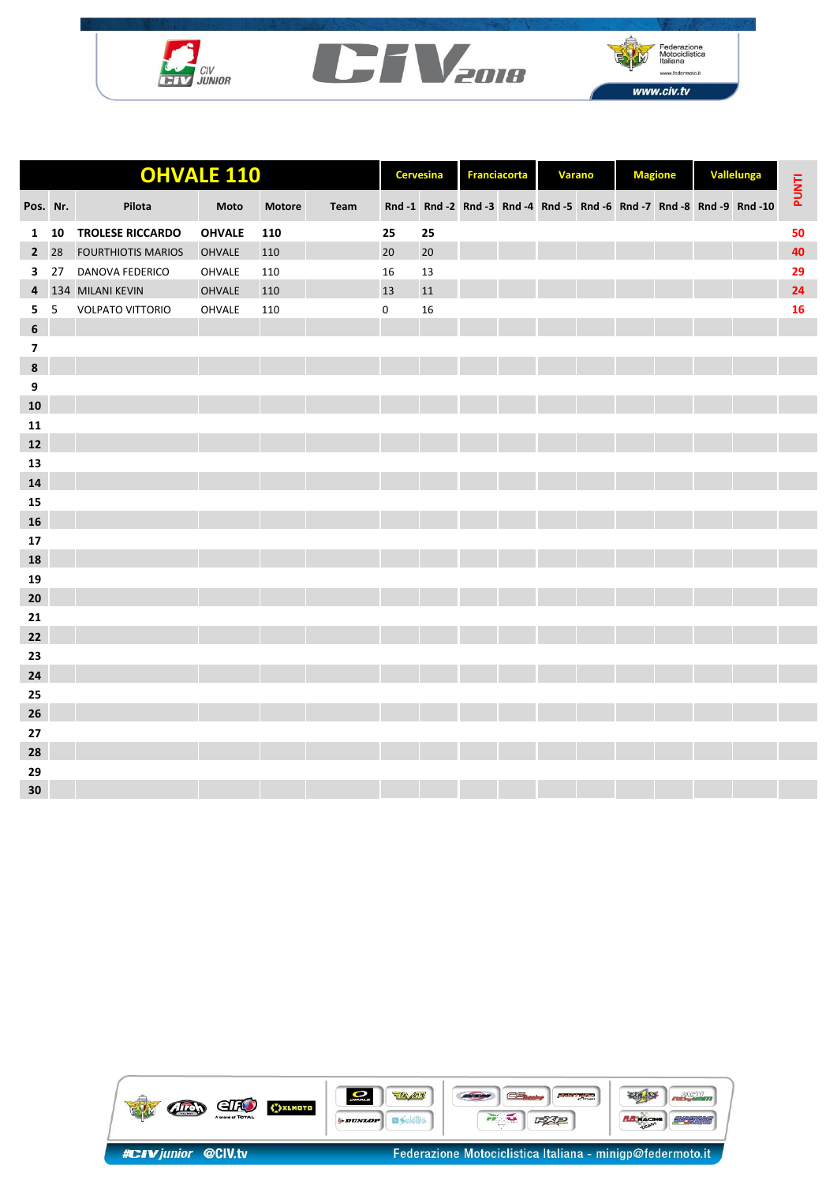| OHVALE 110 | | | | | Cervesina | | Franciacorta | | Varano | | Magione | | Vallelunga | | PUNTI |
|---|---|---|---|---|---|---|---|---|---|---|---|---|---|---|---|
| Pos. | Nr. | Pilota | Moto | Motore | Team | Rnd -1 | Rnd -2 | Rnd -3 | Rnd -4 | Rnd -5 | Rnd -6 | Rnd -7 | Rnd -8 | Rnd -9 | Rnd -10 | |
| **1** | **10** | **TROLESE RICCARDO** | **OHVALE** | **110** | | **25** | **25** | | | | | | | | | **50** |
| **2** | 28 | FOURTHIOTIS MARIOS | OHVALE | 110 | | 20 | 20 | | | | | | | | | **40** |
| **3** | 27 | DANOVA FEDERICO | OHVALE | 110 | | 16 | 13 | | | | | | | | | **29** |
| **4** | 134 | MILANI KEVIN | OHVALE | 110 | | 13 | 11 | | | | | | | | | **24** |
| **5** | 5 | VOLPATO VITTORIO | OHVALE | 110 | | 0 | 16 | | | | | | | | | **16** |
| **6** | | | | | | | | | | | | | | | | |
| **7** | | | | | | | | | | | | | | | | |
| **8** | | | | | | | | | | | | | | | | |
| **9** | | | | | | | | | | | | | | | | |
| **10** | | | | | | | | | | | | | | | | |
| **11** | | | | | | | | | | | | | | | | |
| **12** | | | | | | | | | | | | | | | | |
| **13** | | | | | | | | | | | | | | | | |
| **14** | | | | | | | | | | | | | | | | |
| **15** | | | | | | | | | | | | | | | | |
| **16** | | | | | | | | | | | | | | | | |
| **17** | | | | | | | | | | | | | | | | |
| **18** | | | | | | | | | | | | | | | | |
| **19** | | | | | | | | | | | | | | | | |
| **20** | | | | | | | | | | | | | | | | |
| **21** | | | | | | | | | | | | | | | | |
| **22** | | | | | | | | | | | | | | | | |
| **23** | | | | | | | | | | | | | | | | |
| **24** | | | | | | | | | | | | | | | | |
| **25** | | | | | | | | | | | | | | | | |
| **26** | | | | | | | | | | | | | | | | |
| **27** | | | | | | | | | | | | | | | | |
| **28** | | | | | | | | | | | | | | | | |
| **29** | | | | | | | | | | | | | | | | |
| **30** | | | | | | | | | | | | | | | | |

#CIVjunior @CIV.tv

Federazione Motociclistica Italiana - minigp@federmoto.it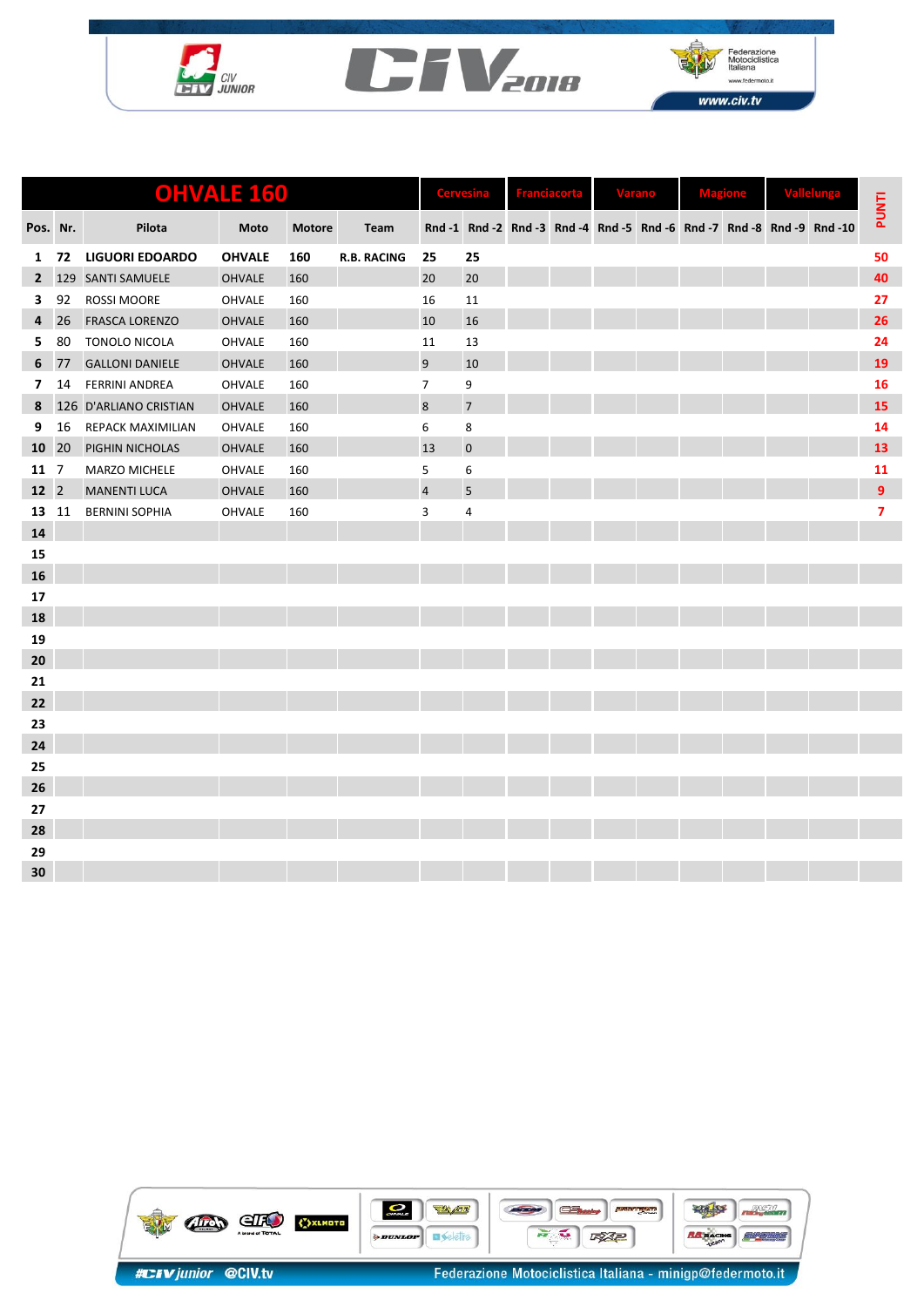# OHVALE 160

| Pos. | Nr. | Pilota | Moto | Motore | Team | Cervesina | | Franciacorta | | Varano | | Magione | | Vallelunga | | PUNTI |
|---|---|---|---|---|---|---|---|---|---|---|---|---|---|---|---|---|
| | | | | | | Rnd -1 | Rnd -2 | Rnd -3 | Rnd -4 | Rnd -5 | Rnd -6 | Rnd -7 | Rnd -8 | Rnd -9 | Rnd -10 | |
| 1 | 72 | **LIGUORI EDOARDO** | **OHVALE** | **160** | **R.B. RACING** | **25** | **25** | | | | | | | | | **50** |
| 2 | 129 | SANTI SAMUELE | OHVALE | 160 | | 20 | 20 | | | | | | | | | 40 |
| 3 | 92 | ROSSI MOORE | OHVALE | 160 | | 16 | 11 | | | | | | | | | 27 |
| 4 | 26 | FRASCA LORENZO | OHVALE | 160 | | 10 | 16 | | | | | | | | | 26 |
| 5 | 80 | TONOLO NICOLA | OHVALE | 160 | | 11 | 13 | | | | | | | | | 24 |
| 6 | 77 | GALLONI DANIELE | OHVALE | 160 | | 9 | 10 | | | | | | | | | 19 |
| 7 | 14 | FERRINI ANDREA | OHVALE | 160 | | 7 | 9 | | | | | | | | | 16 |
| 8 | 126 | D'ARLIANO CRISTIAN | OHVALE | 160 | | 8 | 7 | | | | | | | | | 15 |
| 9 | 16 | REPACK MAXIMILIAN | OHVALE | 160 | | 6 | 8 | | | | | | | | | 14 |
| 10 | 20 | PIGHIN NICHOLAS | OHVALE | 160 | | 13 | 0 | | | | | | | | | 13 |
| 11 | 7 | MARZO MICHELE | OHVALE | 160 | | 5 | 6 | | | | | | | | | 11 |
| 12 | 2 | MANENTI LUCA | OHVALE | 160 | | 4 | 5 | | | | | | | | | 9 |
| 13 | 11 | BERNINI SOPHIA | OHVALE | 160 | | 3 | 4 | | | | | | | | | 7 |
| 14 | | | | | | | | | | | | | | | | |
| 15 | | | | | | | | | | | | | | | | |
| 16 | | | | | | | | | | | | | | | | |
| 17 | | | | | | | | | | | | | | | | |
| 18 | | | | | | | | | | | | | | | | |
| 19 | | | | | | | | | | | | | | | | |
| 20 | | | | | | | | | | | | | | | | |
| 21 | | | | | | | | | | | | | | | | |
| 22 | | | | | | | | | | | | | | | | |
| 23 | | | | | | | | | | | | | | | | |
| 24 | | | | | | | | | | | | | | | | |
| 25 | | | | | | | | | | | | | | | | |
| 26 | | | | | | | | | | | | | | | | |
| 27 | | | | | | | | | | | | | | | | |
| 28 | | | | | | | | | | | | | | | | |
| 29 | | | | | | | | | | | | | | | | |
| 30 | | | | | | | | | | | | | | | | |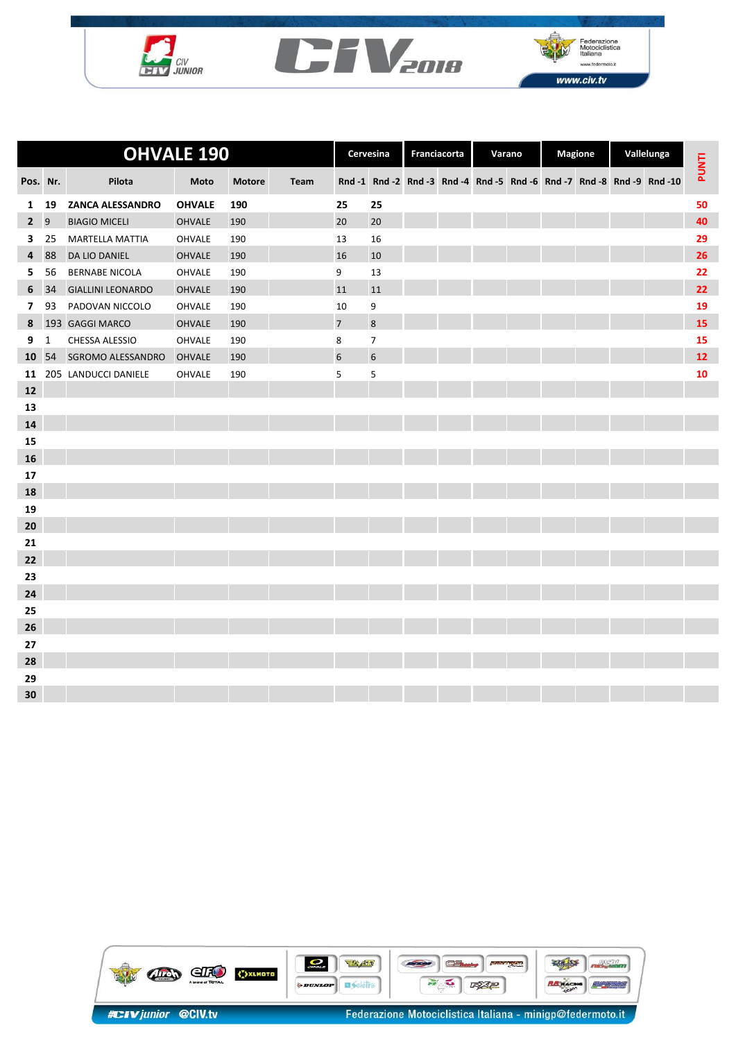# OHVALE 190

| Pos. | Nr. | Pilota | Moto | Motore | Team | Cervesina | | Franciacorta | | Varano | | Magione | | Vallelunga | | PUNTI |
|---|---|---|---|---|---|---|---|---|---|---|---|---|---|---|---|---|
| | | | | | | Rnd -1 | Rnd -2 | Rnd -3 | Rnd -4 | Rnd -5 | Rnd -6 | Rnd -7 | Rnd -8 | Rnd -9 | Rnd -10 | |
| 1 | 19 | **ZANCA ALESSANDRO** | **OHVALE** | **190** | | **25** | **25** | | | | | | | | | **50** |
| 2 | 9 | BIAGIO MICELI | OHVALE | 190 | | 20 | 20 | | | | | | | | | 40 |
| 3 | 25 | MARTELLA MATTIA | OHVALE | 190 | | 13 | 16 | | | | | | | | | 29 |
| 4 | 88 | DA LIO DANIEL | OHVALE | 190 | | 16 | 10 | | | | | | | | | 26 |
| 5 | 56 | BERNABE NICOLA | OHVALE | 190 | | 9 | 13 | | | | | | | | | 22 |
| 6 | 34 | GIALLINI LEONARDO | OHVALE | 190 | | 11 | 11 | | | | | | | | | 22 |
| 7 | 93 | PADOVAN NICCOLO | OHVALE | 190 | | 10 | 9 | | | | | | | | | 19 |
| 8 | 193 | GAGGI MARCO | OHVALE | 190 | | 7 | 8 | | | | | | | | | 15 |
| 9 | 1 | CHESSA ALESSIO | OHVALE | 190 | | 8 | 7 | | | | | | | | | 15 |
| 10 | 54 | SGROMO ALESSANDRO | OHVALE | 190 | | 6 | 6 | | | | | | | | | 12 |
| 11 | 205 | LANDUCCI DANIELE | OHVALE | 190 | | 5 | 5 | | | | | | | | | 10 |
| 12 | | | | | | | | | | | | | | | | |
| 13 | | | | | | | | | | | | | | | | |
| 14 | | | | | | | | | | | | | | | | |
| 15 | | | | | | | | | | | | | | | | |
| 16 | | | | | | | | | | | | | | | | |
| 17 | | | | | | | | | | | | | | | | |
| 18 | | | | | | | | | | | | | | | | |
| 19 | | | | | | | | | | | | | | | | |
| 20 | | | | | | | | | | | | | | | | |
| 21 | | | | | | | | | | | | | | | | |
| 22 | | | | | | | | | | | | | | | | |
| 23 | | | | | | | | | | | | | | | | |
| 24 | | | | | | | | | | | | | | | | |
| 25 | | | | | | | | | | | | | | | | |
| 26 | | | | | | | | | | | | | | | | |
| 27 | | | | | | | | | | | | | | | | |
| 28 | | | | | | | | | | | | | | | | |
| 29 | | | | | | | | | | | | | | | | |
| 30 | | | | | | | | | | | | | | | | |

#CIVjunior @CIV.tv Federazione Motociclistica Italiana - minigp@federmoto.it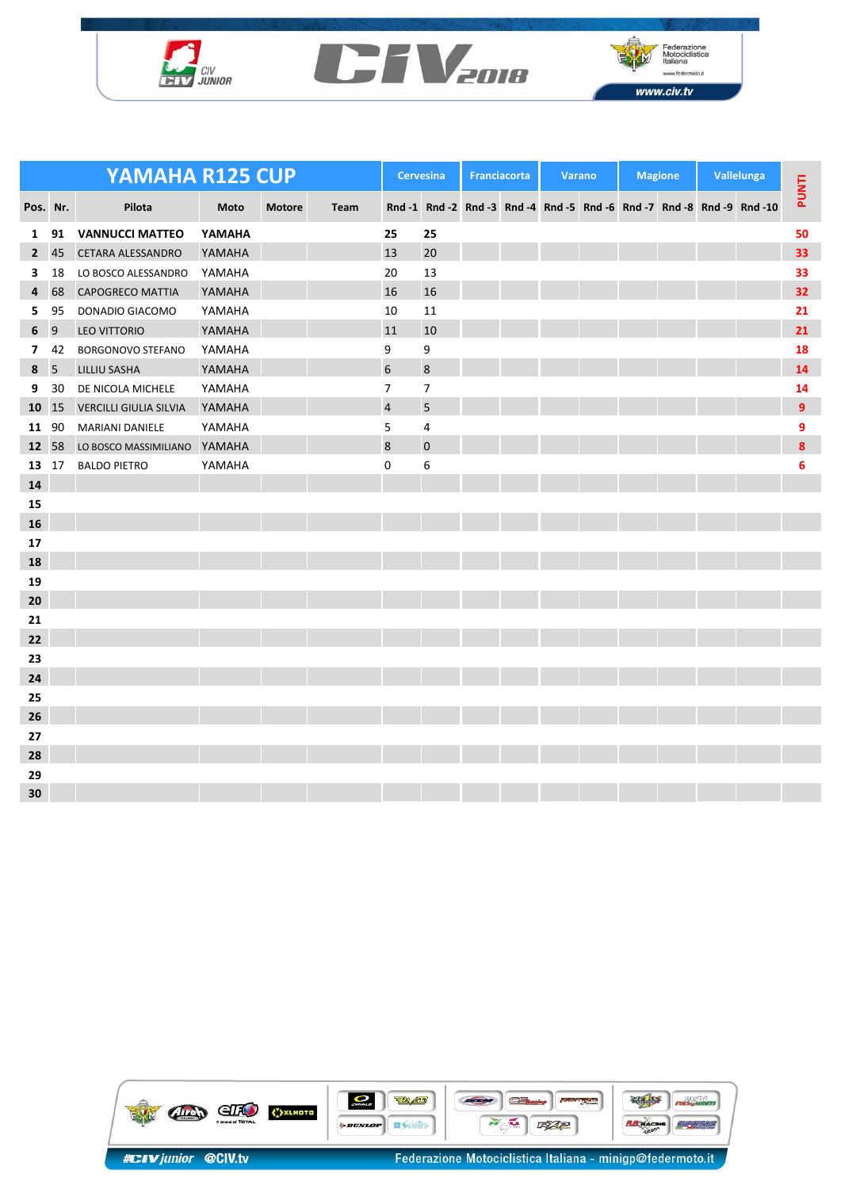# YAMAHA R125 CUP

| Pos. | Nr. | Pilota | Moto | Motore | Team | Cervesina | | Franciacorta | | Varano | | Magione | | Vallelunga | | PUNTI |
|---|---|---|---|---|---|---|---|---|---|---|---|---|---|---|---|---|
| | | | | | | Rnd -1 | Rnd -2 | Rnd -3 | Rnd -4 | Rnd -5 | Rnd -6 | Rnd -7 | Rnd -8 | Rnd -9 | Rnd -10 | |
| 1 | 91 | VANNUCCI MATTEO | YAMAHA | | | 25 | 25 | | | | | | | | | 50 |
| 2 | 45 | CETARA ALESSANDRO | YAMAHA | | | 13 | 20 | | | | | | | | | 33 |
| 3 | 18 | LO BOSCO ALESSANDRO | YAMAHA | | | 20 | 13 | | | | | | | | | 33 |
| 4 | 68 | CAPOGRECO MATTIA | YAMAHA | | | 16 | 16 | | | | | | | | | 32 |
| 5 | 95 | DONADIO GIACOMO | YAMAHA | | | 10 | 11 | | | | | | | | | 21 |
| 6 | 9 | LEO VITTORIO | YAMAHA | | | 11 | 10 | | | | | | | | | 21 |
| 7 | 42 | BORGONOVO STEFANO | YAMAHA | | | 9 | 9 | | | | | | | | | 18 |
| 8 | 5 | LILLIU SASHA | YAMAHA | | | 6 | 8 | | | | | | | | | 14 |
| 9 | 30 | DE NICOLA MICHELE | YAMAHA | | | 7 | 7 | | | | | | | | | 14 |
| 10 | 15 | VERCILLI GIULIA SILVIA | YAMAHA | | | 4 | 5 | | | | | | | | | 9 |
| 11 | 90 | MARIANI DANIELE | YAMAHA | | | 5 | 4 | | | | | | | | | 9 |
| 12 | 58 | LO BOSCO MASSIMILIANO | YAMAHA | | | 8 | 0 | | | | | | | | | 8 |
| 13 | 17 | BALDO PIETRO | YAMAHA | | | 0 | 6 | | | | | | | | | 6 |
| 14 | | | | | | | | | | | | | | | | |
| 15 | | | | | | | | | | | | | | | | |
| 16 | | | | | | | | | | | | | | | | |
| 17 | | | | | | | | | | | | | | | | |
| 18 | | | | | | | | | | | | | | | | |
| 19 | | | | | | | | | | | | | | | | |
| 20 | | | | | | | | | | | | | | | | |
| 21 | | | | | | | | | | | | | | | | |
| 22 | | | | | | | | | | | | | | | | |
| 23 | | | | | | | | | | | | | | | | |
| 24 | | | | | | | | | | | | | | | | |
| 25 | | | | | | | | | | | | | | | | |
| 26 | | | | | | | | | | | | | | | | |
| 27 | | | | | | | | | | | | | | | | |
| 28 | | | | | | | | | | | | | | | | |
| 29 | | | | | | | | | | | | | | | | |
| 30 | | | | | | | | | | | | | | | | |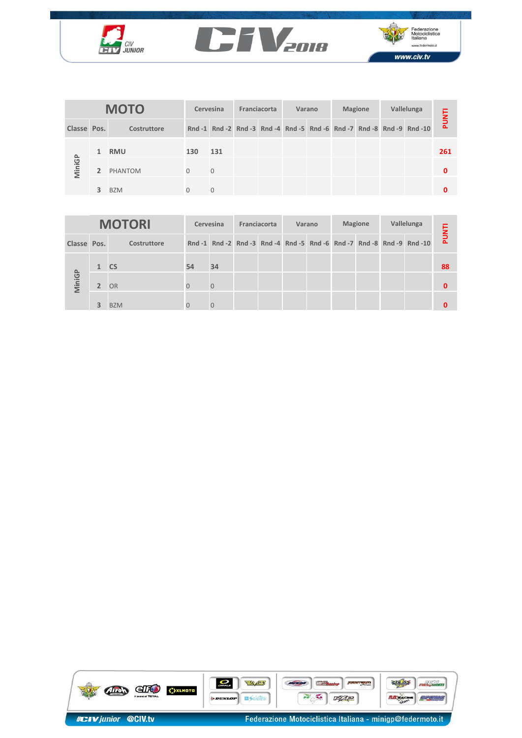| MOTO | | | Cervesina | | Franciacorta | | Varano | | Magione | | Vallelunga | | PUNTI |
|---|---|---|---|---|---|---|---|---|---|---|---|---|---|
| Classe | Pos. | Costruttore | Rnd -1 | Rnd -2 | Rnd -3 | Rnd -4 | Rnd -5 | Rnd -6 | Rnd -7 | Rnd -8 | Rnd -9 | Rnd -10 | |
| MiniGP | 1 | RMU | 130 | 131 | | | | | | | | | 261 |
| | 2 | PHANTOM | 0 | 0 | | | | | | | | | 0 |
| | 3 | BZM | 0 | 0 | | | | | | | | | 0 |

| MOTORI | | | Cervesina | | Franciacorta | | Varano | | Magione | | Vallelunga | | PUNTI |
|---|---|---|---|---|---|---|---|---|---|---|---|---|---|
| Classe | Pos. | Costruttore | Rnd -1 | Rnd -2 | Rnd -3 | Rnd -4 | Rnd -5 | Rnd -6 | Rnd -7 | Rnd -8 | Rnd -9 | Rnd -10 | |
| MiniGP | 1 | CS | 54 | 34 | | | | | | | | | 88 |
| | 2 | OR | 0 | 0 | | | | | | | | | 0 |
| | 3 | BZM | 0 | 0 | | | | | | | | | 0 |